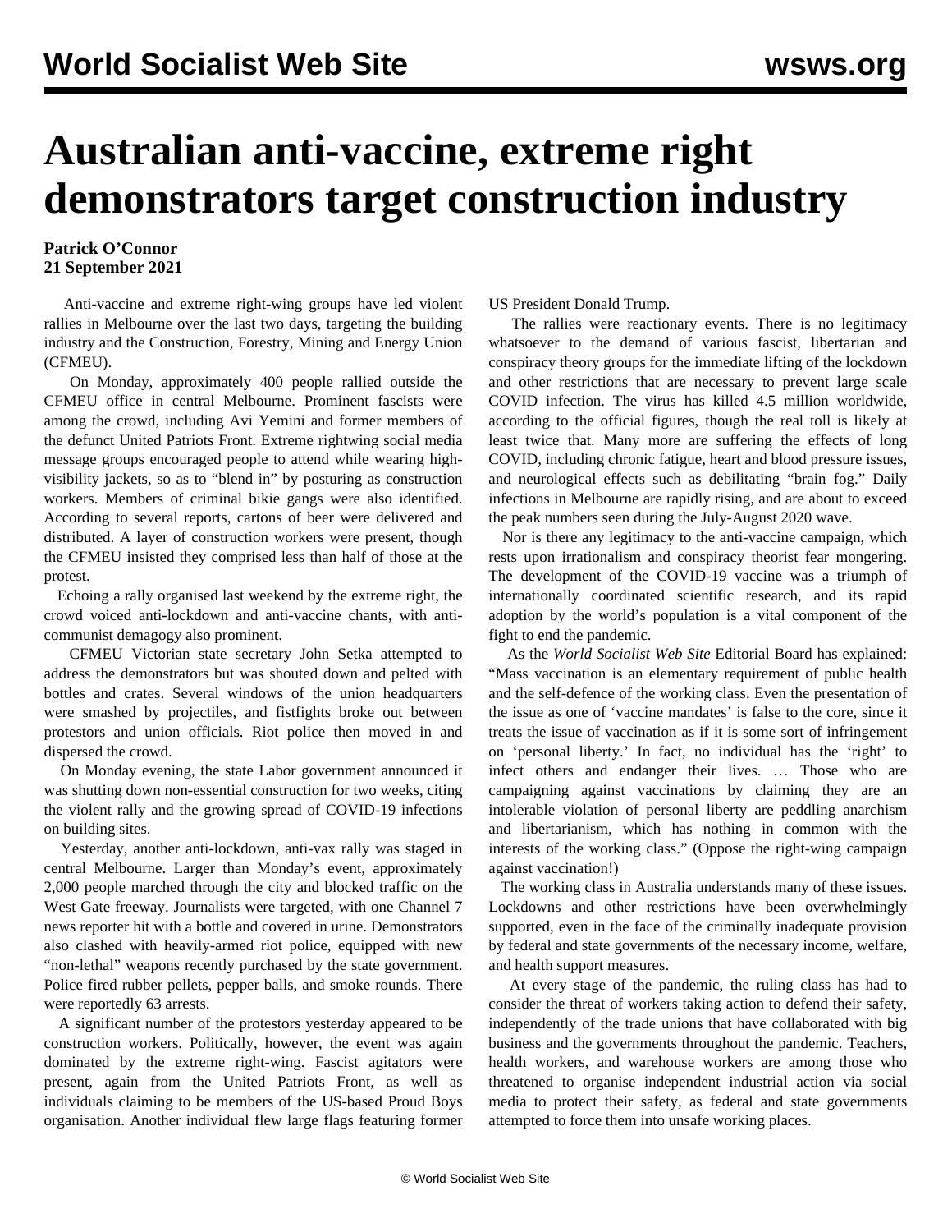# Australian anti-vaccine, extreme right demonstrators target construction industry

**Patrick O'Connor**
**21 September 2021**

Anti-vaccine and extreme right-wing groups have led violent rallies in Melbourne over the last two days, targeting the building industry and the Construction, Forestry, Mining and Energy Union (CFMEU).

On Monday, approximately 400 people rallied outside the CFMEU office in central Melbourne. Prominent fascists were among the crowd, including Avi Yemini and former members of the defunct United Patriots Front. Extreme rightwing social media message groups encouraged people to attend while wearing high-visibility jackets, so as to "blend in" by posturing as construction workers. Members of criminal bikie gangs were also identified. According to several reports, cartons of beer were delivered and distributed. A layer of construction workers were present, though the CFMEU insisted they comprised less than half of those at the protest.

Echoing a rally organised last weekend by the extreme right, the crowd voiced anti-lockdown and anti-vaccine chants, with anti-communist demagogy also prominent.

CFMEU Victorian state secretary John Setka attempted to address the demonstrators but was shouted down and pelted with bottles and crates. Several windows of the union headquarters were smashed by projectiles, and fistfights broke out between protestors and union officials. Riot police then moved in and dispersed the crowd.

On Monday evening, the state Labor government announced it was shutting down non-essential construction for two weeks, citing the violent rally and the growing spread of COVID-19 infections on building sites.

Yesterday, another anti-lockdown, anti-vax rally was staged in central Melbourne. Larger than Monday's event, approximately 2,000 people marched through the city and blocked traffic on the West Gate freeway. Journalists were targeted, with one Channel 7 news reporter hit with a bottle and covered in urine. Demonstrators also clashed with heavily-armed riot police, equipped with new "non-lethal" weapons recently purchased by the state government. Police fired rubber pellets, pepper balls, and smoke rounds. There were reportedly 63 arrests.

A significant number of the protestors yesterday appeared to be construction workers. Politically, however, the event was again dominated by the extreme right-wing. Fascist agitators were present, again from the United Patriots Front, as well as individuals claiming to be members of the US-based Proud Boys organisation. Another individual flew large flags featuring former US President Donald Trump.

The rallies were reactionary events. There is no legitimacy whatsoever to the demand of various fascist, libertarian and conspiracy theory groups for the immediate lifting of the lockdown and other restrictions that are necessary to prevent large scale COVID infection. The virus has killed 4.5 million worldwide, according to the official figures, though the real toll is likely at least twice that. Many more are suffering the effects of long COVID, including chronic fatigue, heart and blood pressure issues, and neurological effects such as debilitating "brain fog." Daily infections in Melbourne are rapidly rising, and are about to exceed the peak numbers seen during the July-August 2020 wave.

Nor is there any legitimacy to the anti-vaccine campaign, which rests upon irrationalism and conspiracy theorist fear mongering. The development of the COVID-19 vaccine was a triumph of internationally coordinated scientific research, and its rapid adoption by the world's population is a vital component of the fight to end the pandemic.

As the *World Socialist Web Site* Editorial Board has explained: "Mass vaccination is an elementary requirement of public health and the self-defence of the working class. Even the presentation of the issue as one of 'vaccine mandates' is false to the core, since it treats the issue of vaccination as if it is some sort of infringement on 'personal liberty.' In fact, no individual has the 'right' to infect others and endanger their lives. … Those who are campaigning against vaccinations by claiming they are an intolerable violation of personal liberty are peddling anarchism and libertarianism, which has nothing in common with the interests of the working class." (Oppose the right-wing campaign against vaccination!)

The working class in Australia understands many of these issues. Lockdowns and other restrictions have been overwhelmingly supported, even in the face of the criminally inadequate provision by federal and state governments of the necessary income, welfare, and health support measures.

At every stage of the pandemic, the ruling class has had to consider the threat of workers taking action to defend their safety, independently of the trade unions that have collaborated with big business and the governments throughout the pandemic. Teachers, health workers, and warehouse workers are among those who threatened to organise independent industrial action via social media to protect their safety, as federal and state governments attempted to force them into unsafe working places.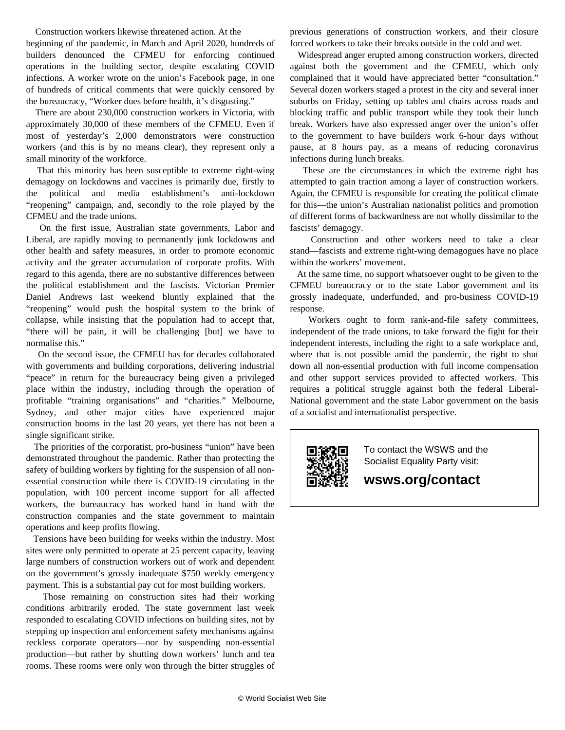Construction workers likewise threatened action. At the beginning of the pandemic, in March and April 2020, hundreds of builders denounced the CFMEU for enforcing continued operations in the building sector, despite escalating COVID infections. A worker wrote on the union's Facebook page, in one of hundreds of critical comments that were quickly censored by the bureaucracy, "Worker dues before health, it's disgusting."

There are about 230,000 construction workers in Victoria, with approximately 30,000 of these members of the CFMEU. Even if most of yesterday's 2,000 demonstrators were construction workers (and this is by no means clear), they represent only a small minority of the workforce.

That this minority has been susceptible to extreme right-wing demagogy on lockdowns and vaccines is primarily due, firstly to the political and media establishment's anti-lockdown "reopening" campaign, and, secondly to the role played by the CFMEU and the trade unions.

On the first issue, Australian state governments, Labor and Liberal, are rapidly moving to permanently junk lockdowns and other health and safety measures, in order to promote economic activity and the greater accumulation of corporate profits. With regard to this agenda, there are no substantive differences between the political establishment and the fascists. Victorian Premier Daniel Andrews last weekend bluntly explained that the "reopening" would push the hospital system to the brink of collapse, while insisting that the population had to accept that, "there will be pain, it will be challenging [but] we have to normalise this."

On the second issue, the CFMEU has for decades collaborated with governments and building corporations, delivering industrial "peace" in return for the bureaucracy being given a privileged place within the industry, including through the operation of profitable "training organisations" and "charities." Melbourne, Sydney, and other major cities have experienced major construction booms in the last 20 years, yet there has not been a single significant strike.

The priorities of the corporatist, pro-business "union" have been demonstrated throughout the pandemic. Rather than protecting the safety of building workers by fighting for the suspension of all non-essential construction while there is COVID-19 circulating in the population, with 100 percent income support for all affected workers, the bureaucracy has worked hand in hand with the construction companies and the state government to maintain operations and keep profits flowing.

Tensions have been building for weeks within the industry. Most sites were only permitted to operate at 25 percent capacity, leaving large numbers of construction workers out of work and dependent on the government's grossly inadequate $750 weekly emergency payment. This is a substantial pay cut for most building workers.

Those remaining on construction sites had their working conditions arbitrarily eroded. The state government last week responded to escalating COVID infections on building sites, not by stepping up inspection and enforcement safety mechanisms against reckless corporate operators—nor by suspending non-essential production—but rather by shutting down workers' lunch and tea rooms. These rooms were only won through the bitter struggles of previous generations of construction workers, and their closure forced workers to take their breaks outside in the cold and wet.

Widespread anger erupted among construction workers, directed against both the government and the CFMEU, which only complained that it would have appreciated better "consultation." Several dozen workers staged a protest in the city and several inner suburbs on Friday, setting up tables and chairs across roads and blocking traffic and public transport while they took their lunch break. Workers have also expressed anger over the union's offer to the government to have builders work 6-hour days without pause, at 8 hours pay, as a means of reducing coronavirus infections during lunch breaks.

These are the circumstances in which the extreme right has attempted to gain traction among a layer of construction workers. Again, the CFMEU is responsible for creating the political climate for this—the union's Australian nationalist politics and promotion of different forms of backwardness are not wholly dissimilar to the fascists' demagogy.

Construction and other workers need to take a clear stand—fascists and extreme right-wing demagogues have no place within the workers' movement.

At the same time, no support whatsoever ought to be given to the CFMEU bureaucracy or to the state Labor government and its grossly inadequate, underfunded, and pro-business COVID-19 response.

Workers ought to form rank-and-file safety committees, independent of the trade unions, to take forward the fight for their independent interests, including the right to a safe workplace and, where that is not possible amid the pandemic, the right to shut down all non-essential production with full income compensation and other support services provided to affected workers. This requires a political struggle against both the federal Liberal-National government and the state Labor government on the basis of a socialist and internationalist perspective.

To contact the WSWS and the Socialist Equality Party visit:

**wsws.org/contact**